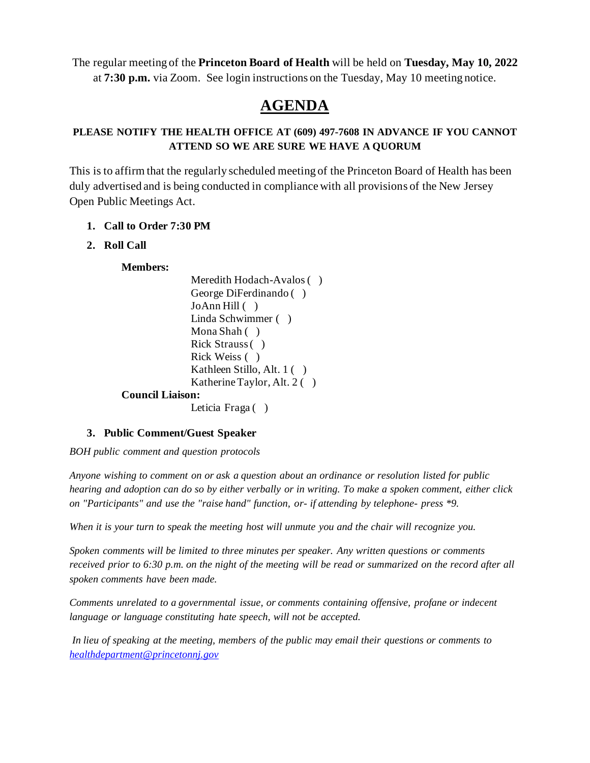The regular meeting of the **Princeton Board of Health** will be held on **Tuesday, May 10, 2022** at **7:30 p.m.** via Zoom. See login instructions on the Tuesday, May 10 meeting notice.

# AGENDA

**PLEASE NOTIFY THE HEALTH OFFICE AT (609) 497-7608 IN ADVANCE IF YOU CANNOT ATTEND SO WE ARE SURE WE HAVE A QUORUM**

This is to affirm that the regularly scheduled meeting of the Princeton Board of Health has been duly advertised and is being conducted in compliance with all provisions of the New Jersey Open Public Meetings Act.

1. **Call to Order 7:30 PM**
2. **Roll Call**

   **Members:**

   Meredith Hodach-Avalos ( )
   George DiFerdinando ( )
   JoAnn Hill ( )
   Linda Schwimmer ( )
   Mona Shah ( )
   Rick Strauss ( )
   Rick Weiss ( )
   Kathleen Stillo, Alt. 1 ( )
   Katherine Taylor, Alt. 2 ( )

   **Council Liaison:**

   Leticia Fraga ( )

3. **Public Comment/Guest Speaker**

*BOH public comment and question protocols*

*Anyone wishing to comment on or ask a question about an ordinance or resolution listed for public hearing and adoption can do so by either verbally or in writing. To make a spoken comment, either click on "Participants" and use the "raise hand" function, or- if attending by telephone- press *9.*

*When it is your turn to speak the meeting host will unmute you and the chair will recognize you.*

*Spoken comments will be limited to three minutes per speaker. Any written questions or comments received prior to 6:30 p.m. on the night of the meeting will be read or summarized on the record after all spoken comments have been made.*

*Comments unrelated to a governmental issue, or comments containing offensive, profane or indecent language or language constituting hate speech, will not be accepted.*

*In lieu of speaking at the meeting, members of the public may email their questions or comments to [healthdepartment@princetonnj.gov](mailto:healthdepartment@princetonnj.gov)*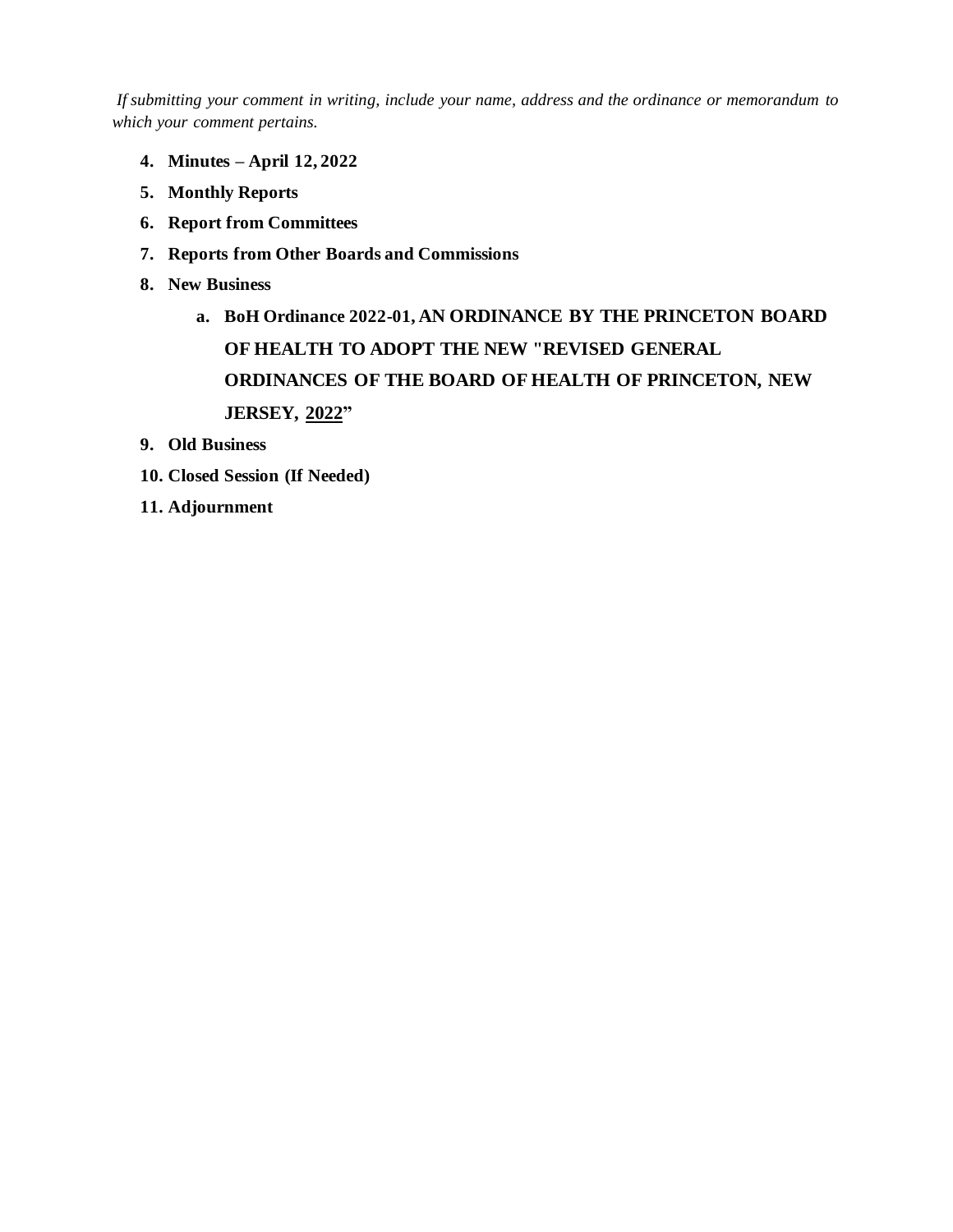*If submitting your comment in writing, include your name, address and the ordinance or memorandum to which your comment pertains.*

4. **Minutes – April 12, 2022**
5. **Monthly Reports**
6. **Report from Committees**
7. **Reports from Other Boards and Commissions**
8. **New Business**
    a. **BoH Ordinance 2022-01, AN ORDINANCE BY THE PRINCETON BOARD OF HEALTH TO ADOPT THE NEW "REVISED GENERAL ORDINANCES OF THE BOARD OF HEALTH OF PRINCETON, NEW JERSEY, 2022"**
9. **Old Business**
10. **Closed Session (If Needed)**
11. **Adjournment**